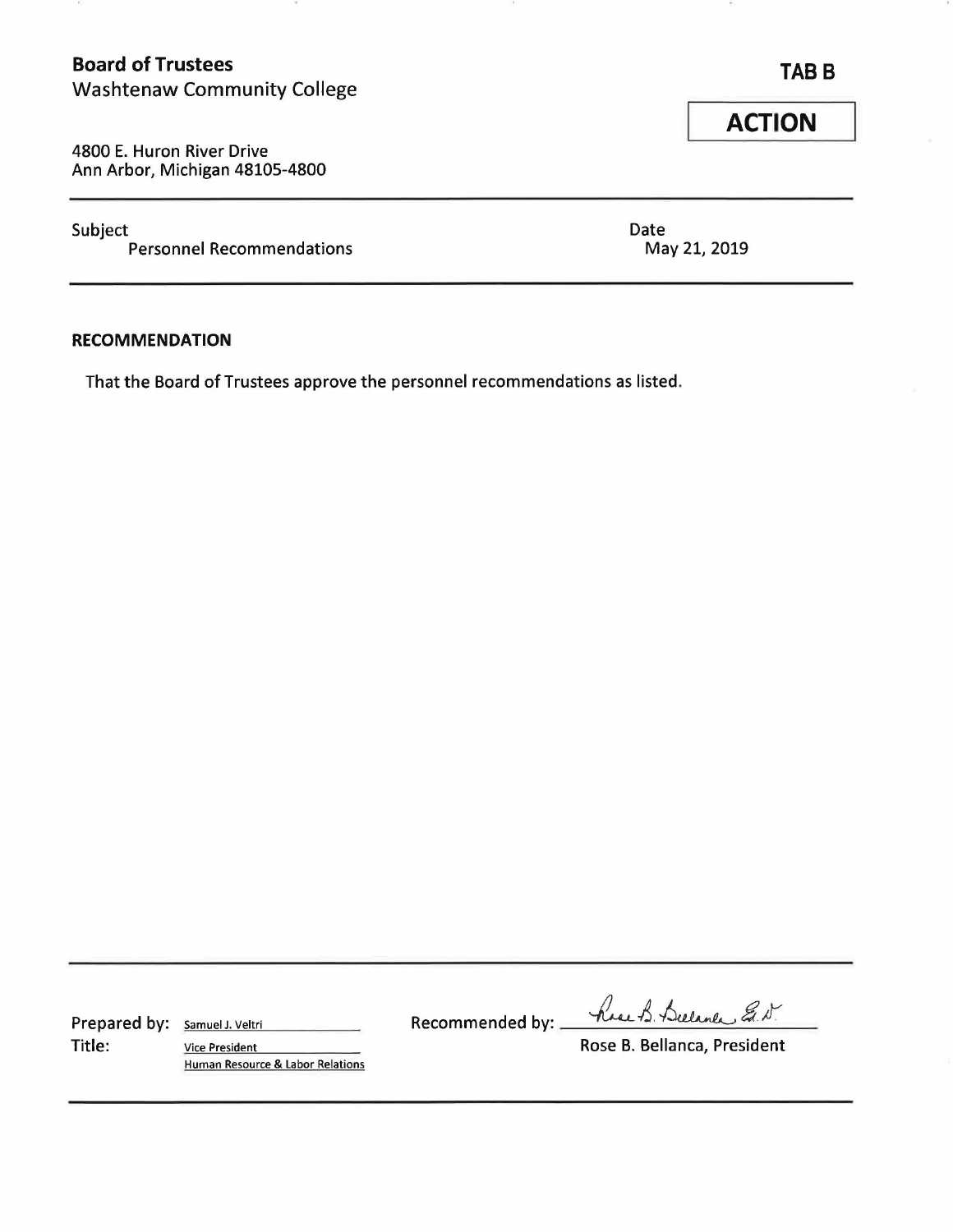**Board of Trustees**
Washtenaw Community College

**TAB B**

**ACTION**

4800 E. Huron River Drive
Ann Arbor, Michigan 48105-4800

---

Subject
Personnel Recommendations

Date
May 21, 2019

---

**RECOMMENDATION**

That the Board of Trustees approve the personnel recommendations as listed.

---

Prepared by: Samuel J. Veltri
Title: Vice President
Human Resource & Labor Relations

Recommended by: Rose B. Bellanca, Ed.D.
Rose B. Bellanca, President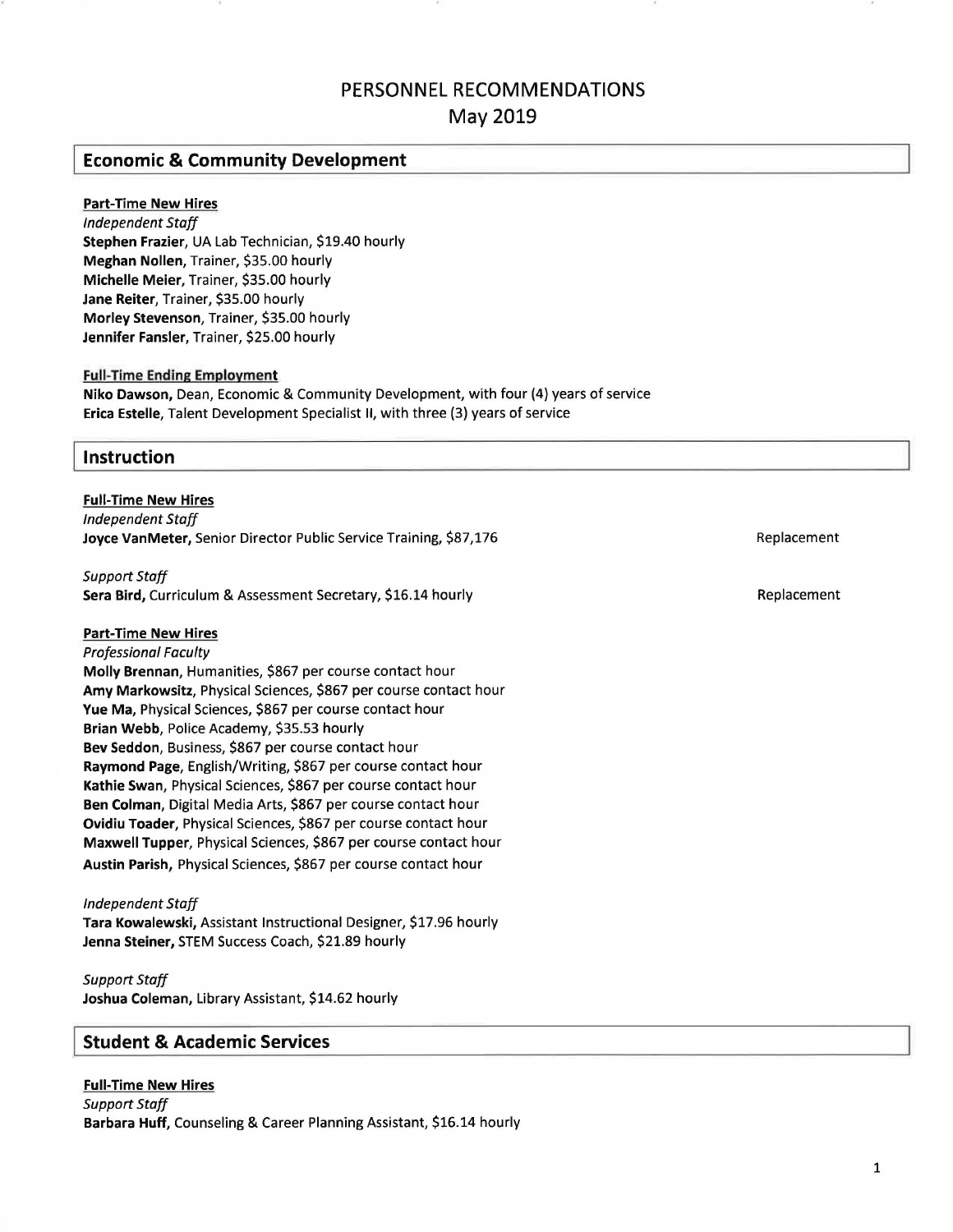# PERSONNEL RECOMMENDATIONS
## May 2019

## Economic & Community Development

**Part-Time New Hires**

*Independent Staff*

**Stephen Frazier**, UA Lab Technician, $19.40 hourly
**Meghan Nollen**, Trainer, $35.00 hourly
**Michelle Meier**, Trainer, $35.00 hourly
**Jane Reiter**, Trainer, $35.00 hourly
**Morley Stevenson**, Trainer, $35.00 hourly
**Jennifer Fansler**, Trainer, $25.00 hourly

**Full-Time Ending Employment**

**Niko Dawson,** Dean, Economic & Community Development, with four (4) years of service
**Erica Estelle**, Talent Development Specialist II, with three (3) years of service

## Instruction

**Full-Time New Hires**

*Independent Staff*

**Joyce VanMeter,** Senior Director Public Service Training, $87,176 — Replacement

*Support Staff*

**Sera Bird,** Curriculum & Assessment Secretary, $16.14 hourly — Replacement

**Part-Time New Hires**

*Professional Faculty*

**Molly Brennan**, Humanities, $867 per course contact hour
**Amy Markowsitz**, Physical Sciences, $867 per course contact hour
**Yue Ma**, Physical Sciences, $867 per course contact hour
**Brian Webb**, Police Academy, $35.53 hourly
**Bev Seddon**, Business, $867 per course contact hour
**Raymond Page**, English/Writing, $867 per course contact hour
**Kathie Swan**, Physical Sciences, $867 per course contact hour
**Ben Colman**, Digital Media Arts, $867 per course contact hour
**Ovidiu Toader**, Physical Sciences, $867 per course contact hour
**Maxwell Tupper**, Physical Sciences, $867 per course contact hour
**Austin Parish,** Physical Sciences, $867 per course contact hour

*Independent Staff*

**Tara Kowalewski,** Assistant Instructional Designer, $17.96 hourly
**Jenna Steiner,** STEM Success Coach, $21.89 hourly

*Support Staff*

**Joshua Coleman,** Library Assistant, $14.62 hourly

## Student & Academic Services

**Full-Time New Hires**

*Support Staff*

**Barbara Huff,** Counseling & Career Planning Assistant, $16.14 hourly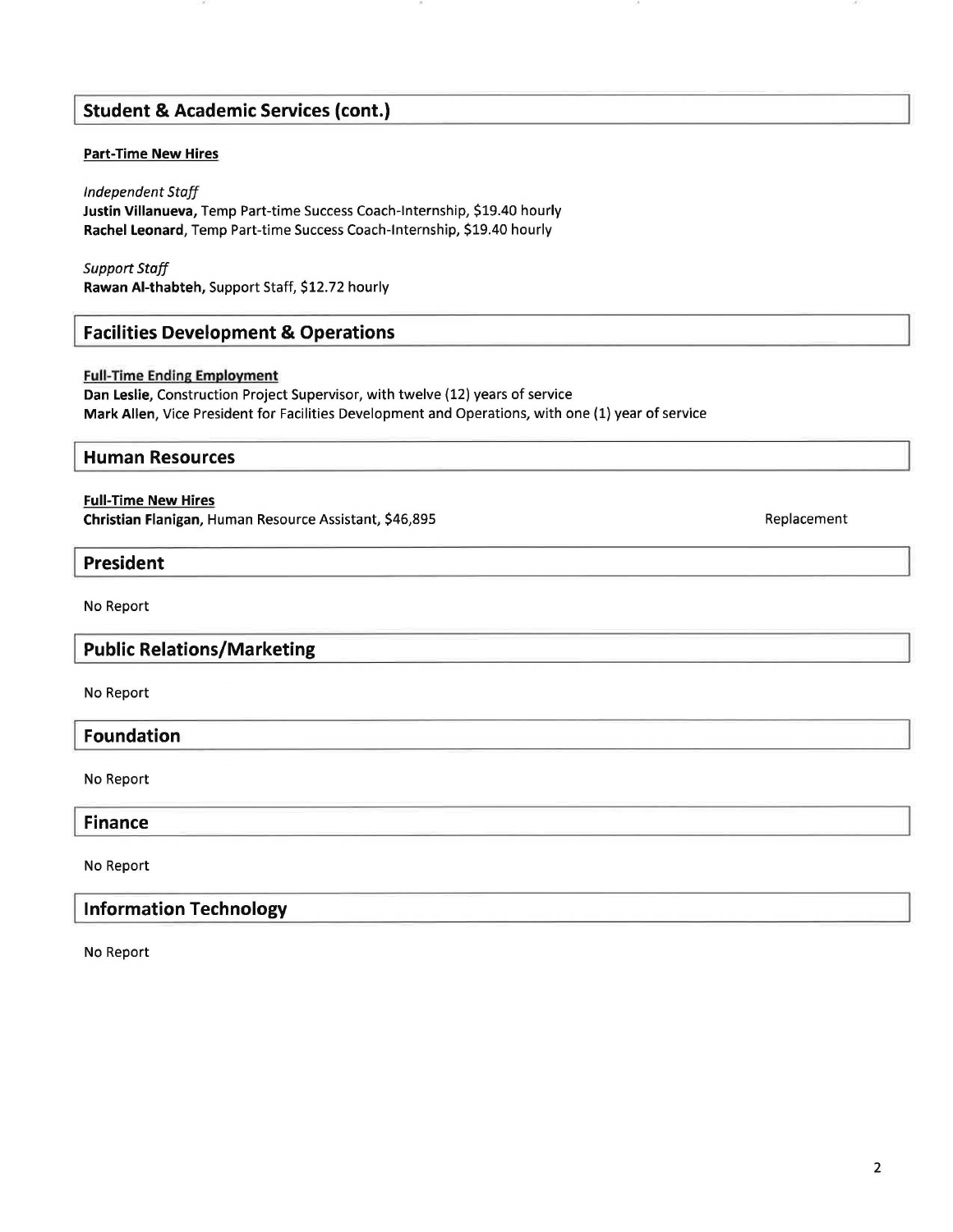## Student & Academic Services (cont.)

**Part-Time New Hires**

*Independent Staff*

**Justin Villanueva,** Temp Part-time Success Coach-Internship, $19.40 hourly
**Rachel Leonard**, Temp Part-time Success Coach-Internship, $19.40 hourly

*Support Staff*

**Rawan Al-thabteh,** Support Staff, $12.72 hourly

## Facilities Development & Operations

**Full-Time Ending Employment**

**Dan Leslie,** Construction Project Supervisor, with twelve (12) years of service
**Mark Allen**, Vice President for Facilities Development and Operations, with one (1) year of service

## Human Resources

**Full-Time New Hires**

**Christian Flanigan,** Human Resource Assistant, $46,895 — Replacement

## President

No Report

## Public Relations/Marketing

No Report

## Foundation

No Report

## Finance

No Report

## Information Technology

No Report